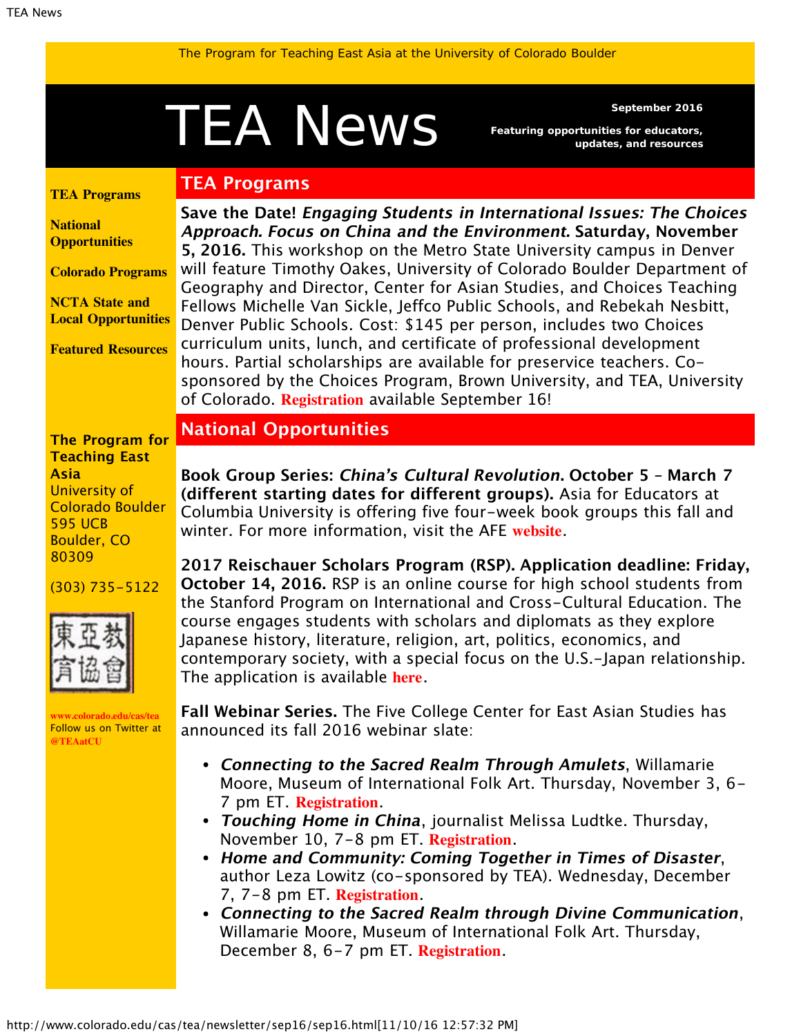The Program for Teaching East Asia at the University of Colorado Boulder

# TEA News

**September 2016**

**Featuring opportunities for educators, updates, and resources**

**TEA Programs**

**National Opportunities**

**Colorado Programs**

**NCTA State and Local Opportunities**

**Featured Resources**

**The Program for Teaching East Asia**
University of Colorado Boulder
595 UCB
Boulder, CO 80309

(303) 735-5122

東亞教育協會

www.colorado.edu/cas/tea
Follow us on Twitter at @TEAatCU

## TEA Programs

**Save the Date! *Engaging Students in International Issues: The Choices Approach. Focus on China and the Environment.* Saturday, November 5, 2016.** This workshop on the Metro State University campus in Denver will feature Timothy Oakes, University of Colorado Boulder Department of Geography and Director, Center for Asian Studies, and Choices Teaching Fellows Michelle Van Sickle, Jeffco Public Schools, and Rebekah Nesbitt, Denver Public Schools. Cost: $145 per person, includes two Choices curriculum units, lunch, and certificate of professional development hours. Partial scholarships are available for preservice teachers. Co-sponsored by the Choices Program, Brown University, and TEA, University of Colorado. Registration available September 16!

## National Opportunities

**Book Group Series: *China's Cultural Revolution*. October 5 – March 7 (different starting dates for different groups).** Asia for Educators at Columbia University is offering five four-week book groups this fall and winter. For more information, visit the AFE website.

**2017 Reischauer Scholars Program (RSP). Application deadline: Friday, October 14, 2016.** RSP is an online course for high school students from the Stanford Program on International and Cross-Cultural Education. The course engages students with scholars and diplomats as they explore Japanese history, literature, religion, art, politics, economics, and contemporary society, with a special focus on the U.S.-Japan relationship. The application is available here.

**Fall Webinar Series.** The Five College Center for East Asian Studies has announced its fall 2016 webinar slate:

- ***Connecting to the Sacred Realm Through Amulets***, Willamarie Moore, Museum of International Folk Art. Thursday, November 3, 6-7 pm ET. Registration.
- ***Touching Home in China***, journalist Melissa Ludtke. Thursday, November 10, 7-8 pm ET. Registration.
- ***Home and Community: Coming Together in Times of Disaster***, author Leza Lowitz (co-sponsored by TEA). Wednesday, December 7, 7-8 pm ET. Registration.
- ***Connecting to the Sacred Realm through Divine Communication***, Willamarie Moore, Museum of International Folk Art. Thursday, December 8, 6-7 pm ET. Registration.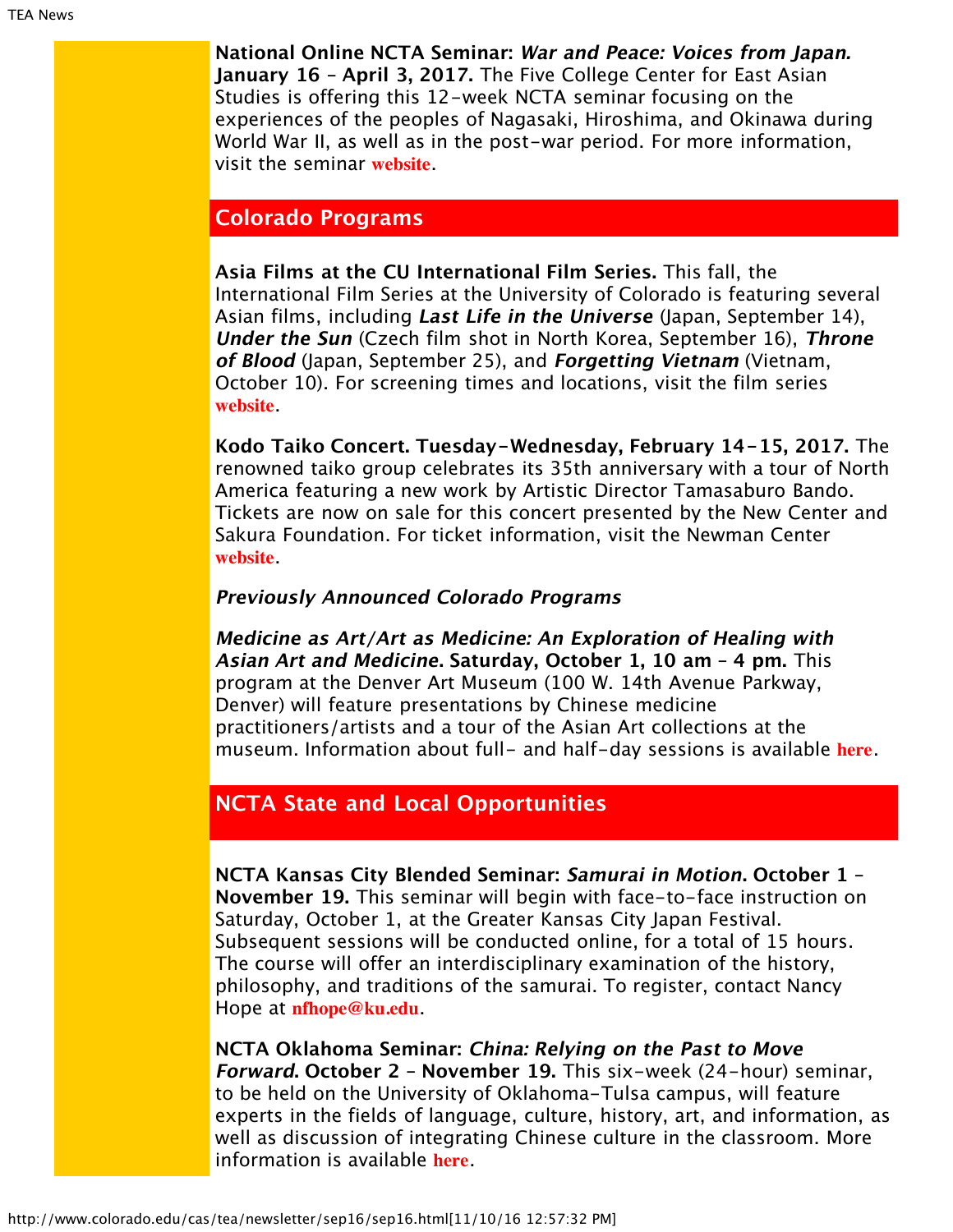**National Online NCTA Seminar:** ***War and Peace: Voices from Japan.*** **January 16 – April 3, 2017.** The Five College Center for East Asian Studies is offering this 12-week NCTA seminar focusing on the experiences of the peoples of Nagasaki, Hiroshima, and Okinawa during World War II, as well as in the post-war period. For more information, visit the seminar **website**.

## Colorado Programs

**Asia Films at the CU International Film Series.** This fall, the International Film Series at the University of Colorado is featuring several Asian films, including ***Last Life in the Universe*** (Japan, September 14), ***Under the Sun*** (Czech film shot in North Korea, September 16), ***Throne of Blood*** (Japan, September 25), and ***Forgetting Vietnam*** (Vietnam, October 10). For screening times and locations, visit the film series **website**.

**Kodo Taiko Concert. Tuesday-Wednesday, February 14-15, 2017.** The renowned taiko group celebrates its 35th anniversary with a tour of North America featuring a new work by Artistic Director Tamasaburo Bando. Tickets are now on sale for this concert presented by the New Center and Sakura Foundation. For ticket information, visit the Newman Center **website**.

***Previously Announced Colorado Programs***

***Medicine as Art/Art as Medicine: An Exploration of Healing with Asian Art and Medicine*****. Saturday, October 1, 10 am – 4 pm.** This program at the Denver Art Museum (100 W. 14th Avenue Parkway, Denver) will feature presentations by Chinese medicine practitioners/artists and a tour of the Asian Art collections at the museum. Information about full- and half-day sessions is available **here**.

## NCTA State and Local Opportunities

**NCTA Kansas City Blended Seminar:** ***Samurai in Motion*****. October 1 – November 19.** This seminar will begin with face-to-face instruction on Saturday, October 1, at the Greater Kansas City Japan Festival. Subsequent sessions will be conducted online, for a total of 15 hours. The course will offer an interdisciplinary examination of the history, philosophy, and traditions of the samurai. To register, contact Nancy Hope at **nfhope@ku.edu**.

**NCTA Oklahoma Seminar:** ***China: Relying on the Past to Move Forward*****. October 2 – November 19.** This six-week (24-hour) seminar, to be held on the University of Oklahoma-Tulsa campus, will feature experts in the fields of language, culture, history, art, and information, as well as discussion of integrating Chinese culture in the classroom. More information is available **here**.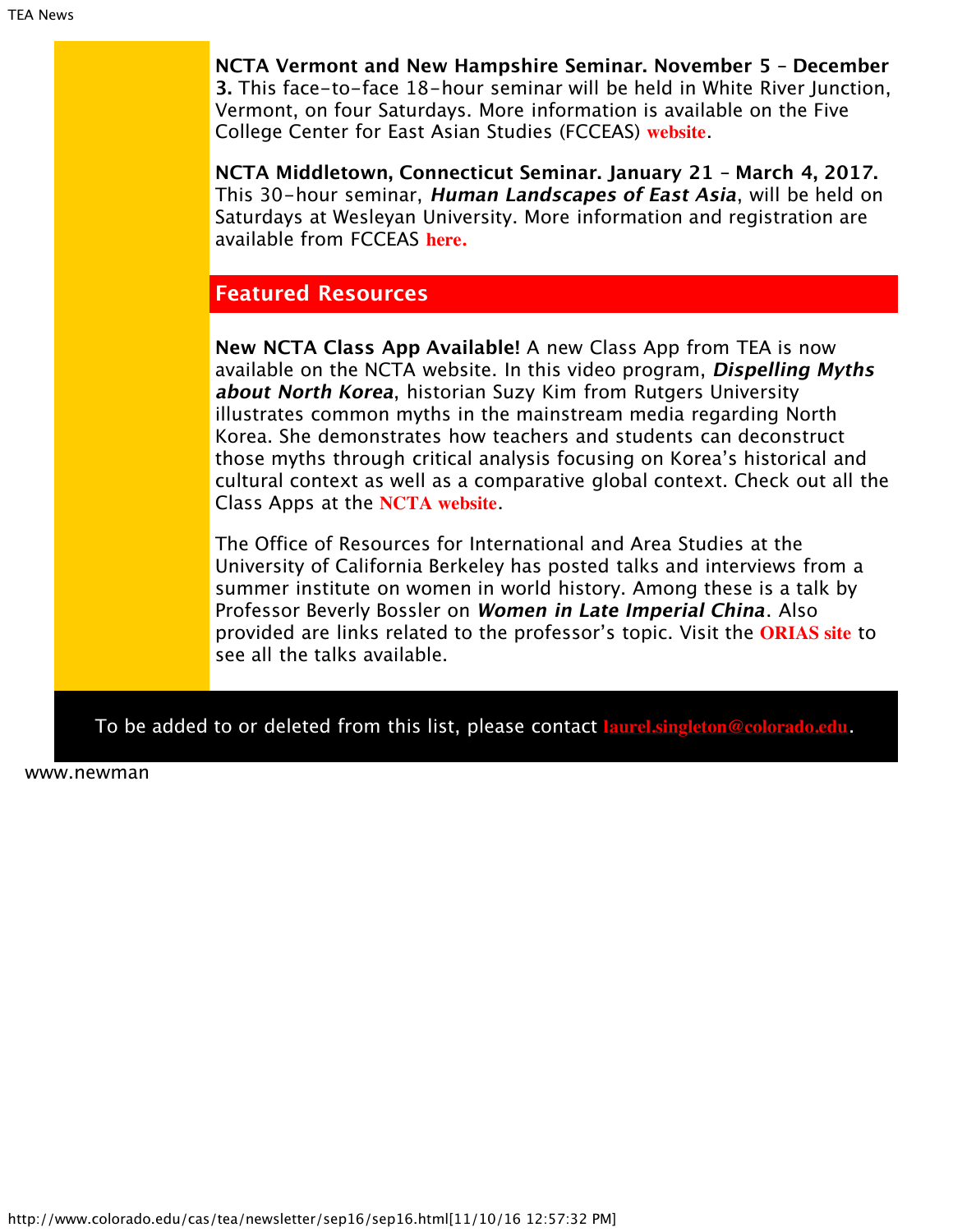**NCTA Vermont and New Hampshire Seminar. November 5 – December 3.** This face-to-face 18-hour seminar will be held in White River Junction, Vermont, on four Saturdays. More information is available on the Five College Center for East Asian Studies (FCCEAS) **website**.

**NCTA Middletown, Connecticut Seminar. January 21 – March 4, 2017.** This 30-hour seminar, ***Human Landscapes of East Asia***, will be held on Saturdays at Wesleyan University. More information and registration are available from FCCEAS **here.**

## Featured Resources

**New NCTA Class App Available!** A new Class App from TEA is now available on the NCTA website. In this video program, ***Dispelling Myths about North Korea***, historian Suzy Kim from Rutgers University illustrates common myths in the mainstream media regarding North Korea. She demonstrates how teachers and students can deconstruct those myths through critical analysis focusing on Korea's historical and cultural context as well as a comparative global context. Check out all the Class Apps at the **NCTA website**.

The Office of Resources for International and Area Studies at the University of California Berkeley has posted talks and interviews from a summer institute on women in world history. Among these is a talk by Professor Beverly Bossler on ***Women in Late Imperial China***. Also provided are links related to the professor's topic. Visit the **ORIAS site** to see all the talks available.

To be added to or deleted from this list, please contact **laurel.singleton@colorado.edu**.

www.newman